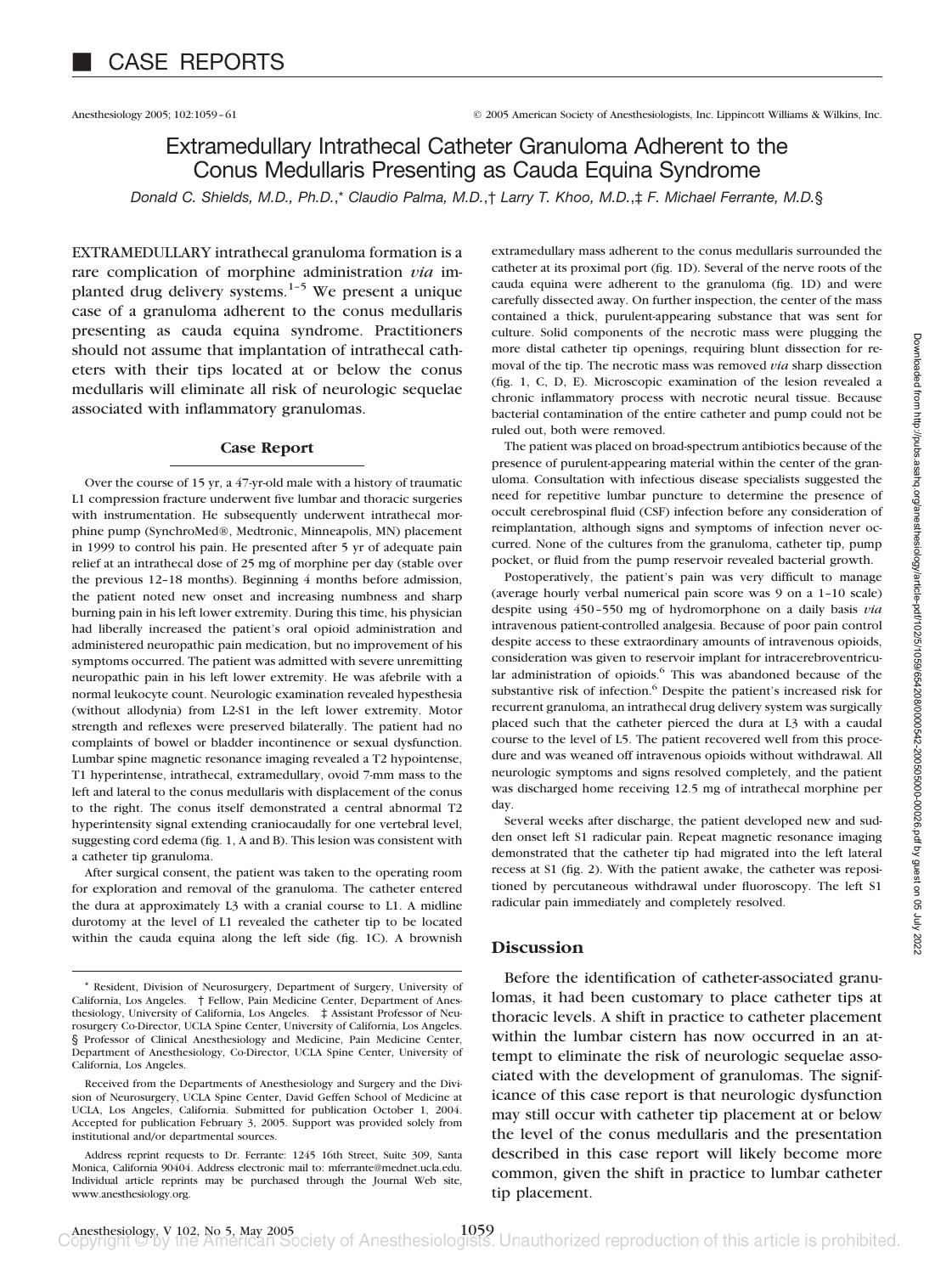# CASE REPORTS

## Extramedullary Intrathecal Catheter Granuloma Adherent to the Conus Medullaris Presenting as Cauda Equina Syndrome

*Donald C. Shields, M.D., Ph.D.,\* Claudio Palma, M.D.,† Larry T. Khoo, M.D.,‡ F. Michael Ferrante, M.D.§*

EXTRAMEDULLARY intrathecal granuloma formation is a rare complication of morphine administration *via* implanted drug delivery systems.[1–5] We present a unique case of a granuloma adherent to the conus medullaris presenting as cauda equina syndrome. Practitioners should not assume that implantation of intrathecal catheters with their tips located at or below the conus medullaris will eliminate all risk of neurologic sequelae associated with inflammatory granulomas.

### Case Report

Over the course of 15 yr, a 47-yr-old male with a history of traumatic L1 compression fracture underwent five lumbar and thoracic surgeries with instrumentation. He subsequently underwent intrathecal morphine pump (SynchroMed®, Medtronic, Minneapolis, MN) placement in 1999 to control his pain. He presented after 5 yr of adequate pain relief at an intrathecal dose of 25 mg of morphine per day (stable over the previous 12–18 months). Beginning 4 months before admission, the patient noted new onset and increasing numbness and sharp burning pain in his left lower extremity. During this time, his physician had liberally increased the patient's oral opioid administration and administered neuropathic pain medication, but no improvement of his symptoms occurred. The patient was admitted with severe unremitting neuropathic pain in his left lower extremity. He was afebrile with a normal leukocyte count. Neurologic examination revealed hypesthesia (without allodynia) from L2-S1 in the left lower extremity. Motor strength and reflexes were preserved bilaterally. The patient had no complaints of bowel or bladder incontinence or sexual dysfunction. Lumbar spine magnetic resonance imaging revealed a T2 hypointense, T1 hyperintense, intrathecal, extramedullary, ovoid 7-mm mass to the left and lateral to the conus medullaris with displacement of the conus to the right. The conus itself demonstrated a central abnormal T2 hyperintensity signal extending craniocaudally for one vertebral level, suggesting cord edema (fig. 1, A and B). This lesion was consistent with a catheter tip granuloma.

After surgical consent, the patient was taken to the operating room for exploration and removal of the granuloma. The catheter entered the dura at approximately L3 with a cranial course to L1. A midline durotomy at the level of L1 revealed the catheter tip to be located within the cauda equina along the left side (fig. 1C). A brownish extramedullary mass adherent to the conus medullaris surrounded the catheter at its proximal port (fig. 1D). Several of the nerve roots of the cauda equina were adherent to the granuloma (fig. 1D) and were carefully dissected away. On further inspection, the center of the mass contained a thick, purulent-appearing substance that was sent for culture. Solid components of the necrotic mass were plugging the more distal catheter tip openings, requiring blunt dissection for removal of the tip. The necrotic mass was removed *via* sharp dissection (fig. 1, C, D, E). Microscopic examination of the lesion revealed a chronic inflammatory process with necrotic neural tissue. Because bacterial contamination of the entire catheter and pump could not be ruled out, both were removed.

The patient was placed on broad-spectrum antibiotics because of the presence of purulent-appearing material within the center of the granuloma. Consultation with infectious disease specialists suggested the need for repetitive lumbar puncture to determine the presence of occult cerebrospinal fluid (CSF) infection before any consideration of reimplantation, although signs and symptoms of infection never occurred. None of the cultures from the granuloma, catheter tip, pump pocket, or fluid from the pump reservoir revealed bacterial growth.

Postoperatively, the patient's pain was very difficult to manage (average hourly verbal numerical pain score was 9 on a 1–10 scale) despite using 450–550 mg of hydromorphone on a daily basis *via* intravenous patient-controlled analgesia. Because of poor pain control despite access to these extraordinary amounts of intravenous opioids, consideration was given to reservoir implant for intracerebroventricular administration of opioids.[6] This was abandoned because of the substantive risk of infection.[6] Despite the patient's increased risk for recurrent granuloma, an intrathecal drug delivery system was surgically placed such that the catheter pierced the dura at L3 with a caudal course to the level of L5. The patient recovered well from this procedure and was weaned off intravenous opioids without withdrawal. All neurologic symptoms and signs resolved completely, and the patient was discharged home receiving 12.5 mg of intrathecal morphine per day.

Several weeks after discharge, the patient developed new and sudden onset left S1 radicular pain. Repeat magnetic resonance imaging demonstrated that the catheter tip had migrated into the left lateral recess at S1 (fig. 2). With the patient awake, the catheter was repositioned by percutaneous withdrawal under fluoroscopy. The left S1 radicular pain immediately and completely resolved.

### Discussion

Before the identification of catheter-associated granulomas, it had been customary to place catheter tips at thoracic levels. A shift in practice to catheter placement within the lumbar cistern has now occurred in an attempt to eliminate the risk of neurologic sequelae associated with the development of granulomas. The significance of this case report is that neurologic dysfunction may still occur with catheter tip placement at or below the level of the conus medullaris and the presentation described in this case report will likely become more common, given the shift in practice to lumbar catheter tip placement.

---

\* Resident, Division of Neurosurgery, Department of Surgery, University of California, Los Angeles. † Fellow, Pain Medicine Center, Department of Anesthesiology, University of California, Los Angeles. ‡ Assistant Professor of Neurosurgery Co-Director, UCLA Spine Center, University of California, Los Angeles. § Professor of Clinical Anesthesiology and Medicine, Pain Medicine Center, Department of Anesthesiology, Co-Director, UCLA Spine Center, University of California, Los Angeles.

Received from the Departments of Anesthesiology and Surgery and the Division of Neurosurgery, UCLA Spine Center, David Geffen School of Medicine at UCLA, Los Angeles, California. Submitted for publication October 1, 2004. Accepted for publication February 3, 2005. Support was provided solely from institutional and/or departmental sources.

Address reprint requests to Dr. Ferrante: 1245 16th Street, Suite 309, Santa Monica, California 90404. Address electronic mail to: mferrante@mednet.ucla.edu. Individual article reprints may be purchased through the Journal Web site, www.anesthesiology.org.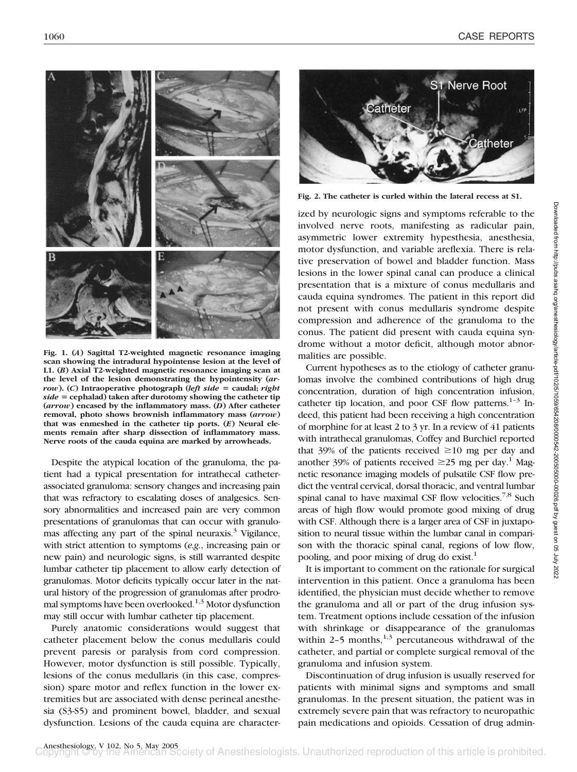Fig. 1. (*A*) Sagittal T2-weighted magnetic resonance imaging scan showing the intradural hypointense lesion at the level of L1. (*B*) Axial T2-weighted magnetic resonance imaging scan at the level of the lesion demonstrating the hypointensity (*arrow*). (*C*) Intraoperative photograph (*left side* = caudal; *right side* = cephalad) taken after durotomy showing the catheter tip (*arrow*) encased by the inflammatory mass. (*D*) After catheter removal, photo shows brownish inflammatory mass (*arrow*) that was enmeshed in the catheter tip ports. (*E*) Neural elements remain after sharp dissection of inflammatory mass. Nerve roots of the cauda equina are marked by arrowheads.

Despite the atypical location of the granuloma, the patient had a typical presentation for intrathecal catheter-associated granuloma: sensory changes and increasing pain that was refractory to escalating doses of analgesics. Sensory abnormalities and increased pain are very common presentations of granulomas that can occur with granulomas affecting any part of the spinal neuraxis.[3] Vigilance, with strict attention to symptoms (*e.g.*, increasing pain or new pain) and neurologic signs, is still warranted despite lumbar catheter tip placement to allow early detection of granulomas. Motor deficits typically occur later in the natural history of the progression of granulomas after prodromal symptoms have been overlooked.[1,3] Motor dysfunction may still occur with lumbar catheter tip placement.

Purely anatomic considerations would suggest that catheter placement below the conus medullaris could prevent paresis or paralysis from cord compression. However, motor dysfunction is still possible. Typically, lesions of the conus medullaris (in this case, compression) spare motor and reflex function in the lower extremities but are associated with dense perineal anesthesia (S3-S5) and prominent bowel, bladder, and sexual dysfunction. Lesions of the cauda equina are characterized by neurologic signs and symptoms referable to the involved nerve roots, manifesting as radicular pain, asymmetric lower extremity hypesthesia, anesthesia, motor dysfunction, and variable areflexia. There is relative preservation of bowel and bladder function. Mass lesions in the lower spinal canal can produce a clinical presentation that is a mixture of conus medullaris and cauda equina syndromes. The patient in this report did not present with conus medullaris syndrome despite compression and adherence of the granuloma to the conus. The patient did present with cauda equina syndrome without a motor deficit, although motor abnormalities are possible.

Fig. 2. The catheter is curled within the lateral recess at S1.

Current hypotheses as to the etiology of catheter granulomas involve the combined contributions of high drug concentration, duration of high concentration infusion, catheter tip location, and poor CSF flow patterns.[1–3] Indeed, this patient had been receiving a high concentration of morphine for at least 2 to 3 yr. In a review of 41 patients with intrathecal granulomas, Coffey and Burchiel reported that 39% of the patients received ≥10 mg per day and another 39% of patients received ≥25 mg per day.[1] Magnetic resonance imaging models of pulsatile CSF flow predict the ventral cervical, dorsal thoracic, and ventral lumbar spinal canal to have maximal CSF flow velocities.[7,8] Such areas of high flow would promote good mixing of drug with CSF. Although there is a larger area of CSF in juxtaposition to neural tissue within the lumbar canal in comparison with the thoracic spinal canal, regions of low flow, pooling, and poor mixing of drug do exist.[1]

It is important to comment on the rationale for surgical intervention in this patient. Once a granuloma has been identified, the physician must decide whether to remove the granuloma and all or part of the drug infusion system. Treatment options include cessation of the infusion with shrinkage or disappearance of the granulomas within 2–5 months,[1,3] percutaneous withdrawal of the catheter, and partial or complete surgical removal of the granuloma and infusion system.

Discontinuation of drug infusion is usually reserved for patients with minimal signs and symptoms and small granulomas. In the present situation, the patient was in extremely severe pain that was refractory to neuropathic pain medications and opioids. Cessation of drug admin-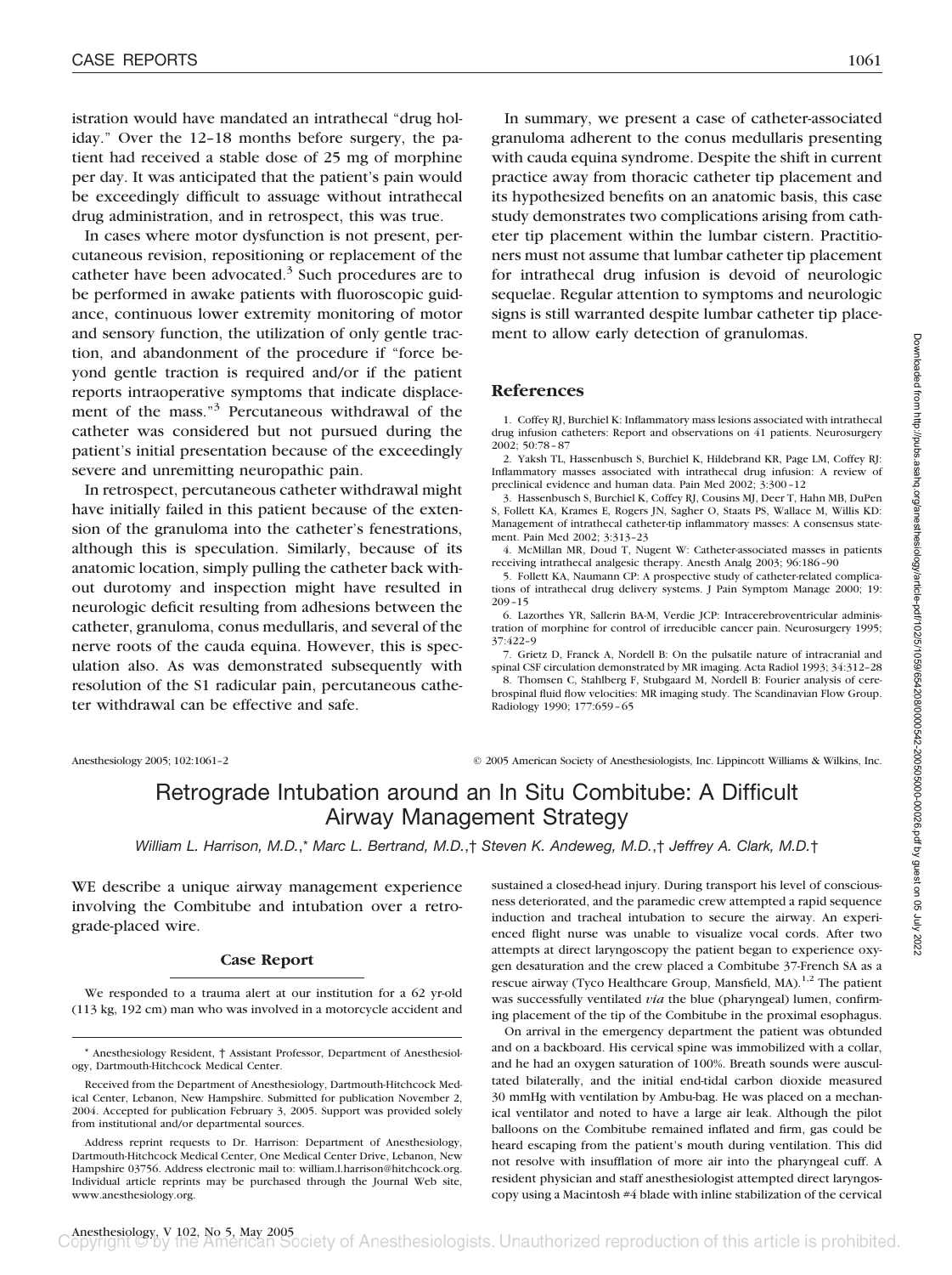istration would have mandated an intrathecal "drug holiday." Over the 12–18 months before surgery, the patient had received a stable dose of 25 mg of morphine per day. It was anticipated that the patient's pain would be exceedingly difficult to assuage without intrathecal drug administration, and in retrospect, this was true.

In cases where motor dysfunction is not present, percutaneous revision, repositioning or replacement of the catheter have been advocated.[3] Such procedures are to be performed in awake patients with fluoroscopic guidance, continuous lower extremity monitoring of motor and sensory function, the utilization of only gentle traction, and abandonment of the procedure if "force beyond gentle traction is required and/or if the patient reports intraoperative symptoms that indicate displacement of the mass."[3] Percutaneous withdrawal of the catheter was considered but not pursued during the patient's initial presentation because of the exceedingly severe and unremitting neuropathic pain.

In retrospect, percutaneous catheter withdrawal might have initially failed in this patient because of the extension of the granuloma into the catheter's fenestrations, although this is speculation. Similarly, because of its anatomic location, simply pulling the catheter back without durotomy and inspection might have resulted in neurologic deficit resulting from adhesions between the catheter, granuloma, conus medullaris, and several of the nerve roots of the cauda equina. However, this is speculation also. As was demonstrated subsequently with resolution of the S1 radicular pain, percutaneous catheter withdrawal can be effective and safe.

In summary, we present a case of catheter-associated granuloma adherent to the conus medullaris presenting with cauda equina syndrome. Despite the shift in current practice away from thoracic catheter tip placement and its hypothesized benefits on an anatomic basis, this case study demonstrates two complications arising from catheter tip placement within the lumbar cistern. Practitioners must not assume that lumbar catheter tip placement for intrathecal drug infusion is devoid of neurologic sequelae. Regular attention to symptoms and neurologic signs is still warranted despite lumbar catheter tip placement to allow early detection of granulomas.

## References

1. Coffey RJ, Burchiel K: Inflammatory mass lesions associated with intrathecal drug infusion catheters: Report and observations on 41 patients. Neurosurgery 2002; 50:78–87
2. Yaksh TL, Hassenbusch S, Burchiel K, Hildebrand KR, Page LM, Coffey RJ: Inflammatory masses associated with intrathecal drug infusion: A review of preclinical evidence and human data. Pain Med 2002; 3:300–12
3. Hassenbusch S, Burchiel K, Coffey RJ, Cousins MJ, Deer T, Hahn MB, DuPen S, Follett KA, Krames E, Rogers JN, Sagher O, Staats PS, Wallace M, Willis KD: Management of intrathecal catheter-tip inflammatory masses: A consensus statement. Pain Med 2002; 3:313–23
4. McMillan MR, Doud T, Nugent W: Catheter-associated masses in patients receiving intrathecal analgesic therapy. Anesth Analg 2003; 96:186–90
5. Follett KA, Naumann CP: A prospective study of catheter-related complications of intrathecal drug delivery systems. J Pain Symptom Manage 2000; 19:209–15
6. Lazorthes YR, Sallerin BA-M, Verdie JCP: Intracerebroventricular administration of morphine for control of irreducible cancer pain. Neurosurgery 1995; 37:422–9
7. Grietz D, Franck A, Nordell B: On the pulsatile nature of intracranial and spinal CSF circulation demonstrated by MR imaging. Acta Radiol 1993; 34:312–28
8. Thomsen C, Stahlberg F, Stubgaard M, Nordell B: Fourier analysis of cerebrospinal fluid flow velocities: MR imaging study. The Scandinavian Flow Group. Radiology 1990; 177:659–65

Anesthesiology 2005; 102:1061–2 © 2005 American Society of Anesthesiologists, Inc. Lippincott Williams & Wilkins, Inc.

# Retrograde Intubation around an In Situ Combitube: A Difficult Airway Management Strategy

*William L. Harrison, M.D.,\* Marc L. Bertrand, M.D.,† Steven K. Andeweg, M.D.,† Jeffrey A. Clark, M.D.†*

WE describe a unique airway management experience involving the Combitube and intubation over a retrograde-placed wire.

## Case Report

We responded to a trauma alert at our institution for a 62 yr-old (113 kg, 192 cm) man who was involved in a motorcycle accident and sustained a closed-head injury. During transport his level of consciousness deteriorated, and the paramedic crew attempted a rapid sequence induction and tracheal intubation to secure the airway. An experienced flight nurse was unable to visualize vocal cords. After two attempts at direct laryngoscopy the patient began to experience oxygen desaturation and the crew placed a Combitube 37-French SA as a rescue airway (Tyco Healthcare Group, Mansfield, MA).[1,2] The patient was successfully ventilated *via* the blue (pharyngeal) lumen, confirming placement of the tip of the Combitube in the proximal esophagus.

On arrival in the emergency department the patient was obtunded and on a backboard. His cervical spine was immobilized with a collar, and he had an oxygen saturation of 100%. Breath sounds were auscultated bilaterally, and the initial end-tidal carbon dioxide measured 30 mmHg with ventilation by Ambu-bag. He was placed on a mechanical ventilator and noted to have a large air leak. Although the pilot balloons on the Combitube remained inflated and firm, gas could be heard escaping from the patient's mouth during ventilation. This did not resolve with insufflation of more air into the pharyngeal cuff. A resident physician and staff anesthesiologist attempted direct laryngoscopy using a Macintosh #4 blade with inline stabilization of the cervical

\* Anesthesiology Resident, † Assistant Professor, Department of Anesthesiology, Dartmouth-Hitchcock Medical Center.

Received from the Department of Anesthesiology, Dartmouth-Hitchcock Medical Center, Lebanon, New Hampshire. Submitted for publication November 2, 2004. Accepted for publication February 3, 2005. Support was provided solely from institutional and/or departmental sources.

Address reprint requests to Dr. Harrison: Department of Anesthesiology, Dartmouth-Hitchcock Medical Center, One Medical Center Drive, Lebanon, New Hampshire 03756. Address electronic mail to: william.l.harrison@hitchcock.org. Individual article reprints may be purchased through the Journal Web site, www.anesthesiology.org.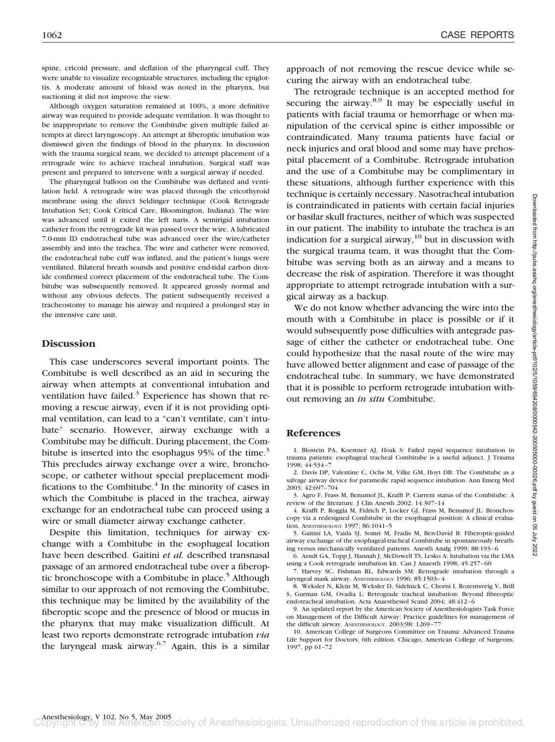spine, cricoid pressure, and deflation of the pharyngeal cuff. They were unable to visualize recognizable structures, including the epiglottis. A moderate amount of blood was noted in the pharynx, but suctioning it did not improve the view.

Although oxygen saturation remained at 100%, a more definitive airway was required to provide adequate ventilation. It was thought to be inappropriate to remove the Combitube given multiple failed attempts at direct laryngoscopy. An attempt at fiberoptic intubation was dismissed given the findings of blood in the pharynx. In discussion with the trauma surgical team, we decided to attempt placement of a retrograde wire to achieve tracheal intubation. Surgical staff was present and prepared to intervene with a surgical airway if needed.

The pharyngeal balloon on the Combitube was deflated and ventilation held. A retrograde wire was placed through the cricothyroid membrane using the direct Seldinger technique (Cook Retrograde Intubation Set; Cook Critical Care, Bloomington, Indiana). The wire was advanced until it exited the left naris. A semirigid intubation catheter from the retrograde kit was passed over the wire. A lubricated 7.0-mm ID endotracheal tube was advanced over the wire/catheter assembly and into the trachea. The wire and catheter were removed, the endotracheal tube cuff was inflated, and the patient's lungs were ventilated. Bilateral breath sounds and positive end-tidal carbon dioxide confirmed correct placement of the endotracheal tube. The Combitube was subsequently removed. It appeared grossly normal and without any obvious defects. The patient subsequently received a tracheostomy to manage his airway and required a prolonged stay in the intensive care unit.

## Discussion

This case underscores several important points. The Combitube is well described as an aid in securing the airway when attempts at conventional intubation and ventilation have failed.[3] Experience has shown that removing a rescue airway, even if it is not providing optimal ventilation, can lead to a "can't ventilate, can't intubate" scenario. However, airway exchange with a Combitube may be difficult. During placement, the Combitube is inserted into the esophagus 95% of the time.[3] This precludes airway exchange over a wire, bronchoscope, or catheter without special preplacement modifications to the Combitube.[4] In the minority of cases in which the Combitube is placed in the trachea, airway exchange for an endotracheal tube can proceed using a wire or small diameter airway exchange catheter.

Despite this limitation, techniques for airway exchange with a Combitube in the esophageal location have been described. Gaitini *et al.* described transnasal passage of an armored endotracheal tube over a fiberoptic bronchoscope with a Combitube in place.[5] Although similar to our approach of not removing the Combitube, this technique may be limited by the availability of the fiberoptic scope and the presence of blood or mucus in the pharynx that may make visualization difficult. At least two reports demonstrate retrograde intubation *via* the laryngeal mask airway.[6,7] Again, this is a similar approach of not removing the rescue device while securing the airway with an endotracheal tube.

The retrograde technique is an accepted method for securing the airway.[8,9] It may be especially useful in patients with facial trauma or hemorrhage or when manipulation of the cervical spine is either impossible or contraindicated. Many trauma patients have facial or neck injuries and oral blood and some may have prehospital placement of a Combitube. Retrograde intubation and the use of a Combitube may be complimentary in these situations, although further experience with this technique is certainly necessary. Nasotracheal intubation is contraindicated in patients with certain facial injuries or basilar skull fractures, neither of which was suspected in our patient. The inability to intubate the trachea is an indication for a surgical airway,[10] but in discussion with the surgical trauma team, it was thought that the Combitube was serving both as an airway and a means to decrease the risk of aspiration. Therefore it was thought appropriate to attempt retrograde intubation with a surgical airway as a backup.

We do not know whether advancing the wire into the mouth with a Combitube in place is possible or if it would subsequently pose difficulties with antegrade passage of either the catheter or endotracheal tube. One could hypothesize that the nasal route of the wire may have allowed better alignment and ease of passage of the endotracheal tube. In summary, we have demonstrated that it is possible to perform retrograde intubation without removing an *in situ* Combitube.

## References

1. Blostein PA, Koestner AJ, Hoak S: Failed rapid sequence intubation in trauma patients: esophageal tracheal Combitube is a useful adjunct. J Trauma 1998; 44:534–7
2. Davis DP, Valentine C, Ochs M, Vilke GM, Hoyt DB: The Combitube as a salvage airway device for paramedic rapid sequence intubation. Ann Emerg Med 2003; 42:697–704
3. Agro F, Frass M, Benumof JL, Krafft P: Current status of the Combitube: A review of the literature. J Clin Anesth 2002; 14:307–14
4. Krafft P, Roggla M, Fidrich P, Locker GJ, Frass M, Benumof JL: Bronchoscopy via a redesigned Combitube in the esophageal position: A clinical evaluation. ANESTHESIOLOGY 1997; 86:1041–5
5. Gaitini LA, Vaida SJ, Somri M, Fradis M, Ben-David B: Fiberoptic-guided airway exchange of the esophageal-tracheal Combitube in spontaneously breathing versus mechanically ventilated patients. Anesth Analg 1999; 88:193–6
6. Arndt GA, Topp J, Hannah J, McDowell TS, Lesko A: Intubation via the LMA using a Cook retrograde intubation kit. Can J Anaesth 1998; 45:257–60
7. Harvey SC, Fishman RL, Edwards SM: Retrograde intubation through a laryngeal mask airway. ANESTHESIOLOGY 1996; 85:1503–4
8. Weksler N, Klein M, Weksler D, Sidelnick C, Chorni I, Rozentsveig V, Brill S, Gurman GM, Ovadia L: Retrograde tracheal intubation: Beyond fibreoptic endotracheal intubation. Acta Anaesthesiol Scand 2004; 48:412–6
9. An updated report by the American Society of Anesthesiologists Task Force on Management of the Difficult Airway: Practice guidelines for management of the difficult airway. ANESTHESIOLOGY. 2003;98: 1269–77
10. American College of Surgeons Committee on Trauma: Advanced Trauma Life Support for Doctors, 6th edition. Chicago, American College of Surgeons, 1997, pp 61–72